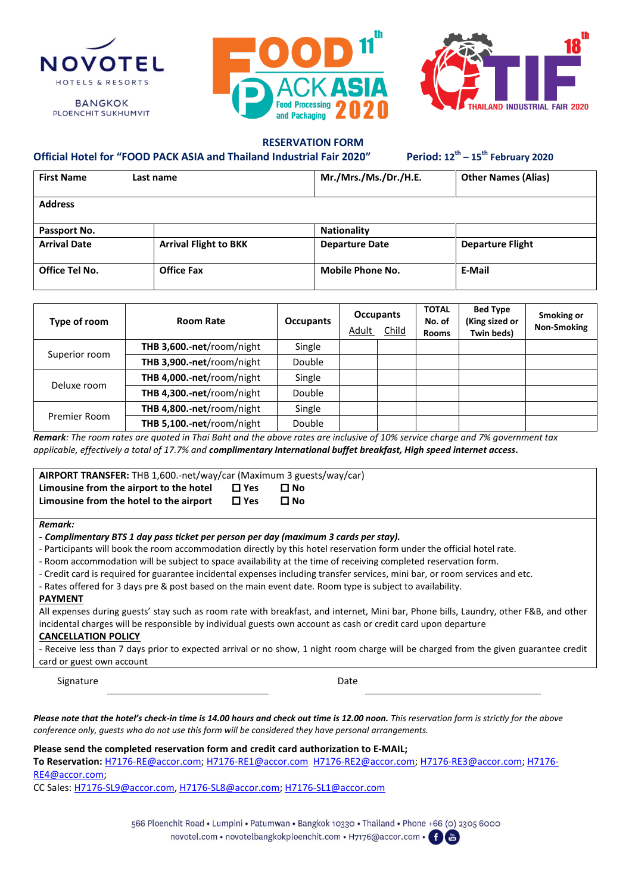NOVOTEL
HOTELS & RESORTS
BANGKOK
PLOENCHIT SUKHUMVIT

FOOD PACK ASIA 11th — Food Processing and Packaging 2020

TIF 18th — THAILAND INDUSTRIAL FAIR 2020

## RESERVATION FORM

**Official Hotel for "FOOD PACK ASIA and Thailand Industrial Fair 2020"** **Period: 12th – 15th February 2020**

| First Name | Last name | Mr./Mrs./Ms./Dr./H.E. | Other Names (Alias) |
|---|---|---|---|
| **Address** | | | |
| **Passport No.** | | **Nationality** | |
| **Arrival Date** | **Arrival Flight to BKK** | **Departure Date** | **Departure Flight** |
| **Office Tel No.** | **Office Fax** | **Mobile Phone No.** | **E-Mail** |

| Type of room | Room Rate | Occupants | Occupants Adult | Occupants Child | TOTAL No. of Rooms | Bed Type (King sized or Twin beds) | Smoking or Non-Smoking |
|---|---|---|---|---|---|---|---|
| Superior room | **THB 3,600.-net**/room/night | Single | | | | | |
| | **THB 3,900.-net**/room/night | Double | | | | | |
| Deluxe room | **THB 4,000.-net**/room/night | Single | | | | | |
| | **THB 4,300.-net**/room/night | Double | | | | | |
| Premier Room | **THB 4,800.-net**/room/night | Single | | | | | |
| | **THB 5,100.-net**/room/night | Double | | | | | |

***Remark**: The room rates are quoted in Thai Baht and the above rates are inclusive of 10% service charge and 7% government tax applicable, effectively a total of 17.7% and **complimentary International buffet breakfast, High speed internet access.***

**AIRPORT TRANSFER:** THB 1,600.-net/way/car (Maximum 3 guests/way/car)

**Limousine from the airport to the hotel** ☐ **Yes** ☐ **No**

**Limousine from the hotel to the airport** ☐ **Yes** ☐ **No**

***Remark:***

***- Complimentary BTS 1 day pass ticket per person per day (maximum 3 cards per stay).***

- Participants will book the room accommodation directly by this hotel reservation form under the official hotel rate.
- Room accommodation will be subject to space availability at the time of receiving completed reservation form.
- Credit card is required for guarantee incidental expenses including transfer services, mini bar, or room services and etc.
- Rates offered for 3 days pre & post based on the main event date. Room type is subject to availability.

**PAYMENT**

All expenses during guests' stay such as room rate with breakfast, and internet, Mini bar, Phone bills, Laundry, other F&B, and other incidental charges will be responsible by individual guests own account as cash or credit card upon departure

**CANCELLATION POLICY**

- Receive less than 7 days prior to expected arrival or no show, 1 night room charge will be charged from the given guarantee credit card or guest own account

Signature ______________________ Date ______________________

***Please note that the hotel's check-in time is 14.00 hours and check out time is 12.00 noon.** This reservation form is strictly for the above conference only, guests who do not use this form will be considered they have personal arrangements.*

**Please send the completed reservation form and credit card authorization to E-MAIL;**

**To Reservation:** H7176-RE@accor.com; H7176-RE1@accor.com H7176-RE2@accor.com; H7176-RE3@accor.com; H7176-RE4@accor.com;

CC Sales: H7176-SL9@accor.com, H7176-SL8@accor.com; H7176-SL1@accor.com

566 Ploenchit Road • Lumpini • Patumwan • Bangkok 10330 • Thailand • Phone +66 (0) 2305 6000
novotel.com • novotelbangkokploenchit.com • H7176@accor.com •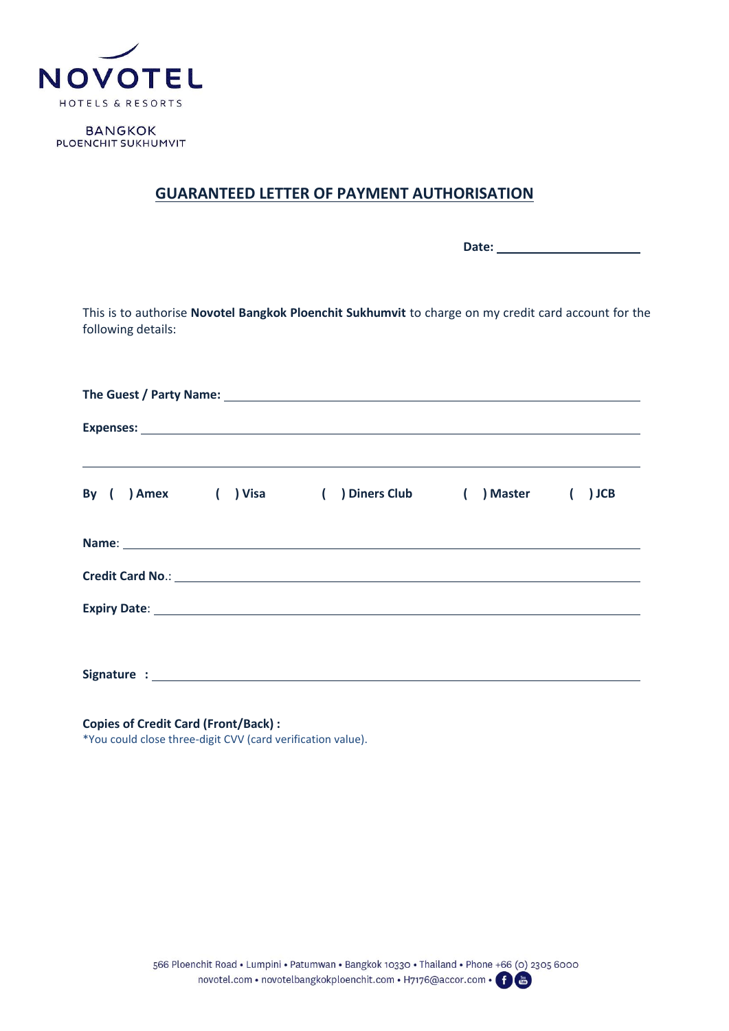NOVOTEL

HOTELS & RESORTS

BANGKOK
PLOENCHIT SUKHUMVIT

## GUARANTEED LETTER OF PAYMENT AUTHORISATION

**Date:** ____________________

This is to authorise **Novotel Bangkok Ploenchit Sukhumvit** to charge on my credit card account for the following details:

**The Guest / Party Name:** ____________________________________________

**Expenses:** ____________________________________________

____________________________________________

**By ( ) Amex ( ) Visa ( ) Diners Club ( ) Master ( ) JCB**

**Name**: ____________________________________________

**Credit Card No**.: ____________________________________________

**Expiry Date**: ____________________________________________

**Signature :** ____________________________________________

**Copies of Credit Card (Front/Back) :**

*You could close three-digit CVV (card verification value).

566 Ploenchit Road • Lumpini • Patumwan • Bangkok 10330 • Thailand • Phone +66 (0) 2305 6000
novotel.com • novotelbangkokploenchit.com • H7176@accor.com •